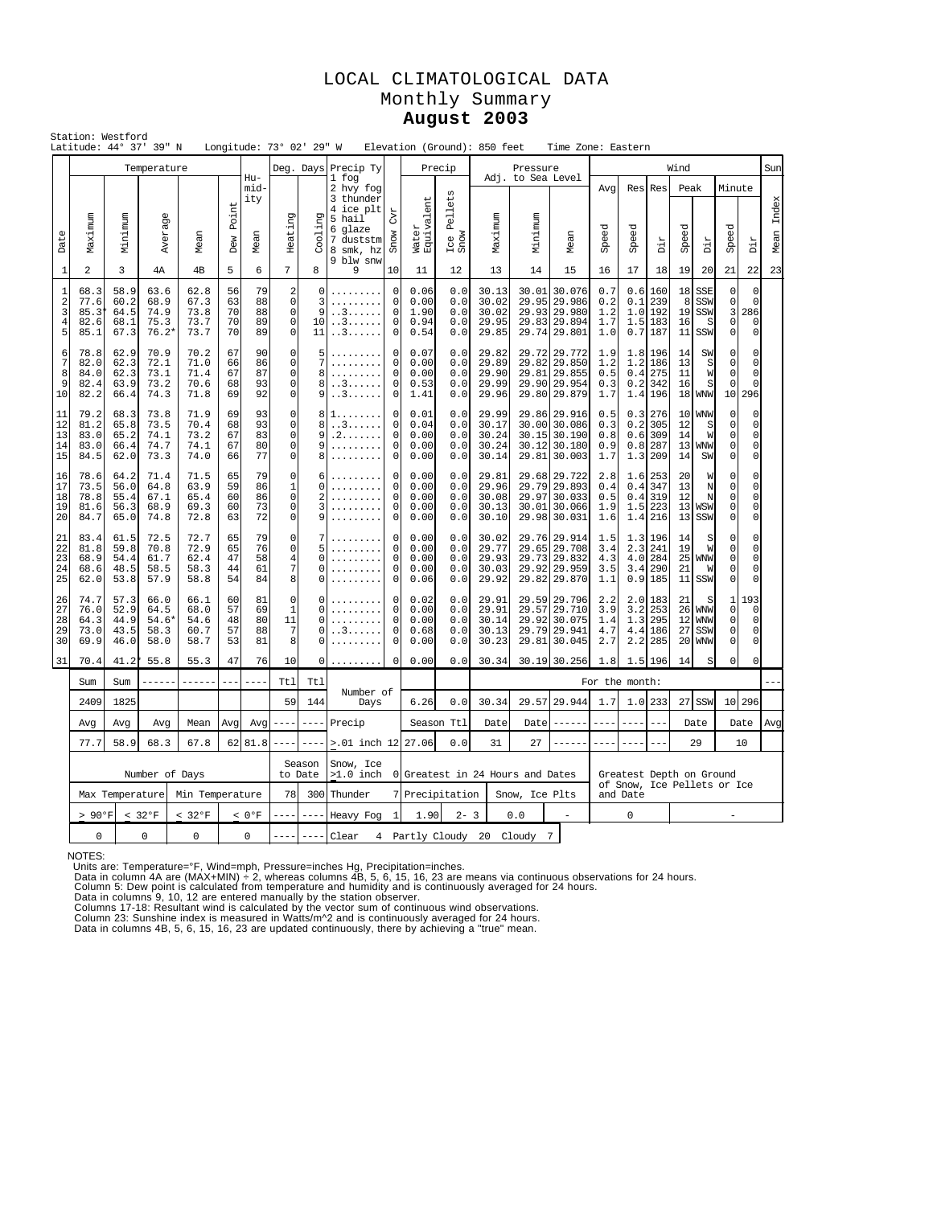# LOCAL CLIMATOLOGICAL DATA
## Monthly Summary
## **August 2003**

Station: Westford
Latitude: 44° 37' 39" N    Longitude: 73° 02' 29" W    Elevation (Ground): 850 feet    Time Zone: Eastern

| Date | Temperature Maximum | Temperature Minimum | Temperature Average | Temperature Mean | Dew Point | Humidity Mean | Deg. Days Heating | Deg. Days Cooling | Precip Ty (1 fog, 2 hvy fog, 3 thunder, 4 ice plt, 5 hail, 6 glaze, 7 duststm, 8 smk, hz, 9 blw snw) | Snow Cvr | Precip Water Equivalent | Precip Ice Pellets Snow | Pressure Maximum | Pressure Minimum | Pressure Mean | Wind Avg Speed | Wind Res Speed | Wind Res Dir | Wind Peak Speed | Wind Peak Dir | Wind Minute Speed | Wind Minute Dir | Sun Mean Index |
|---|---|---|---|---|---|---|---|---|---|---|---|---|---|---|---|---|---|---|---|---|---|---|---|
| 1 | 2 | 3 | 4A | 4B | 5 | 6 | 7 | 8 | 9 | 10 | 11 | 12 | 13 | 14 | 15 | 16 | 17 | 18 | 19 | 20 | 21 | 22 | 23 |
| 1 | 68.3 | 58.9 | 63.6 | 62.8 | 56 | 79 | 2 | 0 | ......... | 0 | 0.06 | 0.0 | 30.13 | 30.01 | 30.076 | 0.7 | 0.6 | 160 | 18 | SSE | 0 | 0 | |
| 2 | 77.6 | 60.2 | 68.9 | 67.3 | 63 | 88 | 0 | 3 | ......... | 0 | 0.00 | 0.0 | 30.02 | 29.95 | 29.986 | 0.2 | 0.1 | 239 | 8 | SSW | 0 | 0 | |
| 3 | 85.3* | 64.5 | 74.9 | 73.8 | 70 | 88 | 0 | 9 | ..3...... | 0 | 1.90 | 0.0 | 30.02 | 29.93 | 29.980 | 1.2 | 1.0 | 192 | 19 | SSW | 3 | 286 | |
| 4 | 82.6 | 68.1 | 75.3 | 73.7 | 70 | 89 | 0 | 10 | ..3...... | 0 | 0.94 | 0.0 | 29.95 | 29.83 | 29.894 | 1.7 | 1.5 | 183 | 16 | S | 0 | 0 | |
| 5 | 85.1 | 67.3 | 76.2* | 73.7 | 70 | 89 | 0 | 11 | ..3...... | 0 | 0.54 | 0.0 | 29.85 | 29.74 | 29.801 | 1.0 | 0.7 | 187 | 11 | SSW | 0 | 0 | |
| 6 | 78.8 | 62.9 | 70.9 | 70.2 | 67 | 90 | 0 | 5 | ......... | 0 | 0.07 | 0.0 | 29.82 | 29.72 | 29.772 | 1.9 | 1.8 | 196 | 14 | SW | 0 | 0 | |
| 7 | 82.0 | 62.3 | 72.1 | 71.0 | 66 | 86 | 0 | 7 | ......... | 0 | 0.00 | 0.0 | 29.89 | 29.82 | 29.850 | 1.2 | 1.2 | 186 | 13 | S | 0 | 0 | |
| 8 | 84.0 | 62.3 | 73.1 | 71.4 | 67 | 87 | 0 | 8 | ......... | 0 | 0.00 | 0.0 | 29.90 | 29.81 | 29.855 | 0.5 | 0.4 | 275 | 11 | W | 0 | 0 | |
| 9 | 82.4 | 63.9 | 73.2 | 70.6 | 68 | 93 | 0 | 8 | ..3...... | 0 | 0.53 | 0.0 | 29.99 | 29.90 | 29.954 | 0.3 | 0.2 | 342 | 16 | S | 0 | 0 | |
| 10 | 82.2 | 66.4 | 74.3 | 71.8 | 69 | 92 | 0 | 9 | ..3...... | 0 | 1.41 | 0.0 | 29.96 | 29.80 | 29.879 | 1.7 | 1.4 | 196 | 18 | WNW | 10 | 296 | |
| 11 | 79.2 | 68.3 | 73.8 | 71.9 | 69 | 93 | 0 | 8 | 1........ | 0 | 0.01 | 0.0 | 29.99 | 29.86 | 29.916 | 0.5 | 0.3 | 276 | 10 | WNW | 0 | 0 | |
| 12 | 81.2 | 65.8 | 73.5 | 70.4 | 68 | 93 | 0 | 8 | ..3...... | 0 | 0.04 | 0.0 | 30.17 | 30.00 | 30.086 | 0.3 | 0.2 | 305 | 12 | S | 0 | 0 | |
| 13 | 83.0 | 65.2 | 74.1 | 73.2 | 67 | 83 | 0 | 9 | .2....... | 0 | 0.00 | 0.0 | 30.24 | 30.15 | 30.190 | 0.8 | 0.6 | 309 | 14 | W | 0 | 0 | |
| 14 | 83.0 | 66.4 | 74.7 | 74.1 | 67 | 80 | 0 | 9 | ......... | 0 | 0.00 | 0.0 | 30.24 | 30.12 | 30.180 | 0.9 | 0.8 | 287 | 13 | WNW | 0 | 0 | |
| 15 | 84.5 | 62.0 | 73.3 | 74.0 | 66 | 77 | 0 | 8 | ......... | 0 | 0.00 | 0.0 | 30.14 | 29.81 | 30.003 | 1.7 | 1.3 | 209 | 14 | SW | 0 | 0 | |
| 16 | 78.6 | 64.2 | 71.4 | 71.5 | 65 | 79 | 0 | 6 | ......... | 0 | 0.00 | 0.0 | 29.81 | 29.68 | 29.722 | 2.8 | 1.6 | 253 | 20 | W | 0 | 0 | |
| 17 | 73.5 | 56.0 | 64.8 | 63.9 | 59 | 86 | 1 | 0 | ......... | 0 | 0.00 | 0.0 | 29.96 | 29.79 | 29.893 | 0.4 | 0.4 | 347 | 13 | N | 0 | 0 | |
| 18 | 78.8 | 55.4 | 67.1 | 65.4 | 60 | 86 | 0 | 2 | ......... | 0 | 0.00 | 0.0 | 30.08 | 29.97 | 30.033 | 0.5 | 0.4 | 319 | 12 | N | 0 | 0 | |
| 19 | 81.6 | 56.3 | 68.9 | 69.3 | 60 | 73 | 0 | 3 | ......... | 0 | 0.00 | 0.0 | 30.13 | 30.01 | 30.066 | 1.9 | 1.5 | 223 | 13 | WSW | 0 | 0 | |
| 20 | 84.7 | 65.0 | 74.8 | 72.8 | 63 | 72 | 0 | 9 | ......... | 0 | 0.00 | 0.0 | 30.10 | 29.98 | 30.031 | 1.6 | 1.4 | 216 | 13 | SSW | 0 | 0 | |
| 21 | 83.4 | 61.5 | 72.5 | 72.7 | 65 | 79 | 0 | 7 | ......... | 0 | 0.00 | 0.0 | 30.02 | 29.76 | 29.914 | 1.5 | 1.3 | 196 | 14 | S | 0 | 0 | |
| 22 | 81.8 | 59.8 | 70.8 | 72.9 | 65 | 76 | 0 | 5 | ......... | 0 | 0.00 | 0.0 | 29.77 | 29.65 | 29.708 | 3.4 | 2.3 | 241 | 19 | W | 0 | 0 | |
| 23 | 68.9 | 54.4 | 61.7 | 62.4 | 47 | 58 | 4 | 0 | ......... | 0 | 0.00 | 0.0 | 29.93 | 29.73 | 29.832 | 4.3 | 4.0 | 284 | 25 | WNW | 0 | 0 | |
| 24 | 68.6 | 48.5 | 58.5 | 58.3 | 44 | 61 | 7 | 0 | ......... | 0 | 0.00 | 0.0 | 30.03 | 29.92 | 29.959 | 3.5 | 3.4 | 290 | 21 | W | 0 | 0 | |
| 25 | 62.0 | 53.8 | 57.9 | 58.8 | 54 | 84 | 8 | 0 | ......... | 0 | 0.06 | 0.0 | 29.92 | 29.82 | 29.870 | 1.1 | 0.9 | 185 | 11 | SSW | 0 | 0 | |
| 26 | 74.7 | 57.3 | 66.0 | 66.1 | 60 | 81 | 0 | 0 | ......... | 0 | 0.02 | 0.0 | 29.91 | 29.59 | 29.796 | 2.2 | 2.0 | 183 | 21 | S | 1 | 193 | |
| 27 | 76.0 | 52.9 | 64.5 | 68.0 | 57 | 69 | 1 | 0 | ......... | 0 | 0.00 | 0.0 | 29.91 | 29.57 | 29.710 | 3.9 | 3.2 | 253 | 26 | WNW | 0 | 0 | |
| 28 | 64.3 | 44.9 | 54.6* | 54.6 | 48 | 80 | 11 | 0 | ......... | 0 | 0.00 | 0.0 | 30.14 | 29.92 | 30.075 | 1.4 | 1.3 | 295 | 12 | WNW | 0 | 0 | |
| 29 | 73.0 | 43.5 | 58.3 | 60.7 | 57 | 88 | 7 | 0 | ..3...... | 0 | 0.68 | 0.0 | 30.13 | 29.79 | 29.941 | 4.7 | 4.4 | 186 | 27 | SSW | 0 | 0 | |
| 30 | 69.9 | 46.0 | 58.0 | 58.7 | 53 | 81 | 8 | 0 | ......... | 0 | 0.00 | 0.0 | 30.23 | 29.81 | 30.045 | 2.7 | 2.2 | 285 | 20 | WNW | 0 | 0 | |
| 31 | 70.4 | 41.2* | 55.8 | 55.3 | 47 | 76 | 10 | 0 | ......... | 0 | 0.00 | 0.0 | 30.34 | 30.19 | 30.256 | 1.8 | 1.5 | 196 | 14 | S | 0 | 0 | |

**Monthly Summary**

| Sum | Sum | ------ | ------ | --- | ---- | Ttl | Ttl | Number of Days | | | | For the month: | | | | | | | | | | --- |
|---|---|---|---|---|---|---|---|---|---|---|---|---|---|---|---|---|---|---|---|---|---|---|
| 2409 | 1825 | | | | | 59 | 144 | | | 6.26 | 0.0 | 30.34 | 29.57 | 29.944 | 1.7 | 1.0 | 233 | 27 | SSW | 10 | 296 | |
| Avg | Avg | Avg | Mean | Avg | Avg | ---- | ---- | Precip | | Season Ttl | | Date | Date | ------ | ---- | ---- | --- | Date | | Date | | Avg |
| 77.7 | 58.9 | 68.3 | 67.8 | 62 | 81.8 | ---- | ---- | >.01 inch | 12 | 27.06 | 0.0 | 31 | 27 | ------ | ---- | ---- | --- | 29 | | 10 | | |

| Number of Days | | | | Season to Date | | Snow, Ice >1.0 inch | 0 | Greatest in 24 Hours and Dates | | | Greatest Depth on Ground of Snow, Ice Pellets or Ice and Date | |
|---|---|---|---|---|---|---|---|---|---|---|---|---|
| Max Temperature | | Min Temperature | | 78 | 300 | Thunder | 7 | Precipitation | | Snow, Ice Plts | | |
| > 90°F | < 32°F | < 32°F | < 0°F | ---- | ---- | Heavy Fog | 1 | 1.90 | 2- 3 | 0.0 | - | 0 | - |
| 0 | 0 | 0 | 0 | ---- | ---- | Clear | 4 | Partly Cloudy | 20 | Cloudy | 7 | |

NOTES:
Units are: Temperature=°F, Wind=mph, Pressure=inches Hg, Precipitation=inches.
Data in column 4A are (MAX+MIN) ÷ 2, whereas columns 4B, 5, 6, 15, 16, 23 are means via continuous observations for 24 hours.
Column 5: Dew point is calculated from temperature and humidity and is continuously averaged for 24 hours.
Data in columns 9, 10, 12 are entered manually by the station observer.
Columns 17-18: Resultant wind is calculated by the vector sum of continuous wind observations.
Column 23: Sunshine index is measured in Watts/m^2 and is continuously averaged for 24 hours.
Data in columns 4B, 5, 6, 15, 16, 23 are updated continuously, there by achieving a "true" mean.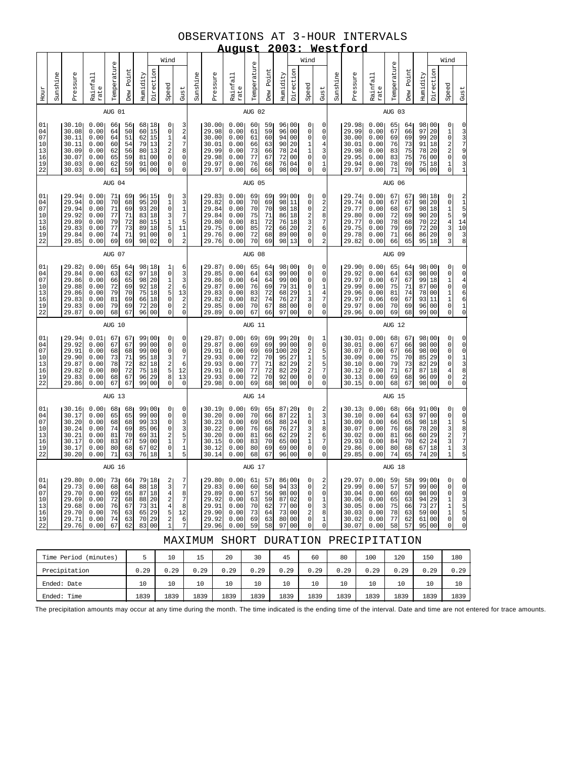# OBSERVATIONS AT 3-HOUR INTERVALS

## August 2003: Westford

### AUG 01

| Hour | Sunshine | Pressure | Rainfall rate | Temperature | Dew Point | Humidity | Wind Direction | Wind Speed | Wind Gust |
|---|---|---|---|---|---|---|---|---|---|
| 01 | | 30.10 | 0.00 | 66 | 56 | 68 | 18 | 0 | 3 |
| 04 | | 30.08 | 0.00 | 64 | 50 | 60 | 15 | 0 | 2 |
| 07 | | 30.11 | 0.00 | 64 | 51 | 62 | 15 | 1 | 4 |
| 10 | | 30.11 | 0.00 | 60 | 54 | 79 | 13 | 2 | 7 |
| 13 | | 30.09 | 0.00 | 62 | 56 | 80 | 13 | 2 | 8 |
| 16 | | 30.07 | 0.00 | 65 | 59 | 81 | 00 | 0 | 0 |
| 19 | | 30.03 | 0.00 | 62 | 59 | 91 | 00 | 0 | 0 |
| 22 | | 30.03 | 0.00 | 61 | 59 | 96 | 00 | 0 | 0 |

### AUG 02

| Hour | Sunshine | Pressure | Rainfall rate | Temperature | Dew Point | Humidity | Wind Direction | Wind Speed | Wind Gust |
|---|---|---|---|---|---|---|---|---|---|
| 01 | | 30.00 | 0.00 | 60 | 59 | 96 | 00 | 0 | 0 |
| 04 | | 29.98 | 0.00 | 61 | 59 | 96 | 00 | 0 | 0 |
| 07 | | 30.00 | 0.00 | 61 | 60 | 94 | 00 | 0 | 0 |
| 10 | | 30.01 | 0.00 | 66 | 63 | 90 | 20 | 1 | 4 |
| 13 | | 29.99 | 0.00 | 73 | 66 | 78 | 24 | 1 | 3 |
| 16 | | 29.98 | 0.00 | 77 | 67 | 72 | 00 | 0 | 0 |
| 19 | | 29.97 | 0.00 | 76 | 68 | 76 | 04 | 0 | 1 |
| 22 | | 29.97 | 0.00 | 66 | 66 | 98 | 00 | 0 | 0 |

### AUG 03

| Hour | Sunshine | Pressure | Rainfall rate | Temperature | Dew Point | Humidity | Wind Direction | Wind Speed | Wind Gust |
|---|---|---|---|---|---|---|---|---|---|
| 01 | | 29.98 | 0.00 | 65 | 64 | 98 | 00 | 0 | 0 |
| 04 | | 29.99 | 0.00 | 67 | 66 | 97 | 20 | 1 | 3 |
| 07 | | 30.00 | 0.00 | 69 | 69 | 99 | 20 | 0 | 3 |
| 10 | | 30.01 | 0.00 | 76 | 73 | 91 | 18 | 2 | 7 |
| 13 | | 29.98 | 0.00 | 83 | 75 | 78 | 20 | 2 | 9 |
| 16 | | 29.95 | 0.00 | 83 | 75 | 76 | 00 | 0 | 0 |
| 19 | | 29.94 | 0.00 | 78 | 69 | 75 | 18 | 1 | 3 |
| 22 | | 29.97 | 0.00 | 71 | 70 | 96 | 09 | 0 | 1 |

### AUG 04

| Hour | Sunshine | Pressure | Rainfall rate | Temperature | Dew Point | Humidity | Wind Direction | Wind Speed | Wind Gust |
|---|---|---|---|---|---|---|---|---|---|
| 01 | | 29.94 | 0.00 | 71 | 69 | 96 | 15 | 0 | 3 |
| 04 | | 29.94 | 0.00 | 70 | 68 | 95 | 20 | 1 | 3 |
| 07 | | 29.94 | 0.00 | 71 | 69 | 93 | 20 | 0 | 1 |
| 10 | | 29.92 | 0.00 | 77 | 71 | 83 | 18 | 3 | 7 |
| 13 | | 29.89 | 0.00 | 79 | 72 | 80 | 15 | 1 | 5 |
| 16 | | 29.83 | 0.00 | 77 | 73 | 89 | 18 | 5 | 11 |
| 19 | | 29.84 | 0.00 | 74 | 71 | 91 | 00 | 0 | 1 |
| 22 | | 29.85 | 0.00 | 69 | 69 | 98 | 02 | 0 | 2 |

### AUG 05

| Hour | Sunshine | Pressure | Rainfall rate | Temperature | Dew Point | Humidity | Wind Direction | Wind Speed | Wind Gust |
|---|---|---|---|---|---|---|---|---|---|
| 01 | | 29.83 | 0.00 | 69 | 69 | 99 | 00 | 0 | 0 |
| 04 | | 29.82 | 0.00 | 70 | 69 | 98 | 11 | 0 | 2 |
| 07 | | 29.84 | 0.00 | 70 | 70 | 98 | 18 | 0 | 2 |
| 10 | | 29.84 | 0.00 | 75 | 71 | 86 | 18 | 2 | 8 |
| 13 | | 29.80 | 0.00 | 81 | 72 | 76 | 18 | 3 | 7 |
| 16 | | 29.75 | 0.00 | 85 | 72 | 66 | 20 | 2 | 6 |
| 19 | | 29.76 | 0.00 | 72 | 68 | 89 | 00 | 0 | 0 |
| 22 | | 29.76 | 0.00 | 70 | 69 | 98 | 13 | 0 | 2 |

### AUG 06

| Hour | Sunshine | Pressure | Rainfall rate | Temperature | Dew Point | Humidity | Wind Direction | Wind Speed | Wind Gust |
|---|---|---|---|---|---|---|---|---|---|
| 01 | | 29.74 | 0.00 | 67 | 67 | 98 | 18 | 0 | 2 |
| 04 | | 29.74 | 0.00 | 67 | 67 | 98 | 20 | 0 | 1 |
| 07 | | 29.77 | 0.00 | 68 | 67 | 98 | 18 | 1 | 5 |
| 10 | | 29.80 | 0.00 | 72 | 69 | 90 | 20 | 5 | 9 |
| 13 | | 29.77 | 0.00 | 78 | 68 | 70 | 22 | 4 | 14 |
| 16 | | 29.75 | 0.00 | 79 | 69 | 72 | 20 | 3 | 10 |
| 19 | | 29.78 | 0.00 | 71 | 66 | 86 | 20 | 0 | 3 |
| 22 | | 29.82 | 0.00 | 66 | 65 | 95 | 18 | 3 | 8 |

### AUG 07

| Hour | Sunshine | Pressure | Rainfall rate | Temperature | Dew Point | Humidity | Wind Direction | Wind Speed | Wind Gust |
|---|---|---|---|---|---|---|---|---|---|
| 01 | | 29.82 | 0.00 | 65 | 64 | 98 | 18 | 1 | 6 |
| 04 | | 29.84 | 0.00 | 63 | 62 | 97 | 18 | 0 | 3 |
| 07 | | 29.86 | 0.00 | 66 | 65 | 98 | 20 | 1 | 3 |
| 10 | | 29.88 | 0.00 | 72 | 69 | 92 | 18 | 2 | 6 |
| 13 | | 29.86 | 0.00 | 79 | 70 | 75 | 18 | 5 | 13 |
| 16 | | 29.83 | 0.00 | 81 | 69 | 66 | 18 | 0 | 2 |
| 19 | | 29.83 | 0.00 | 79 | 69 | 72 | 20 | 0 | 2 |
| 22 | | 29.87 | 0.00 | 68 | 67 | 96 | 00 | 0 | 0 |

### AUG 08

| Hour | Sunshine | Pressure | Rainfall rate | Temperature | Dew Point | Humidity | Wind Direction | Wind Speed | Wind Gust |
|---|---|---|---|---|---|---|---|---|---|
| 01 | | 29.87 | 0.00 | 65 | 64 | 98 | 00 | 0 | 0 |
| 04 | | 29.85 | 0.00 | 64 | 63 | 99 | 00 | 0 | 0 |
| 07 | | 29.86 | 0.00 | 64 | 64 | 99 | 00 | 0 | 0 |
| 10 | | 29.87 | 0.00 | 76 | 69 | 79 | 31 | 0 | 1 |
| 13 | | 29.83 | 0.00 | 83 | 72 | 68 | 29 | 1 | 4 |
| 16 | | 29.82 | 0.00 | 82 | 74 | 76 | 27 | 3 | 7 |
| 19 | | 29.85 | 0.00 | 70 | 67 | 88 | 00 | 0 | 0 |
| 22 | | 29.89 | 0.00 | 67 | 66 | 97 | 00 | 0 | 0 |

### AUG 09

| Hour | Sunshine | Pressure | Rainfall rate | Temperature | Dew Point | Humidity | Wind Direction | Wind Speed | Wind Gust |
|---|---|---|---|---|---|---|---|---|---|
| 01 | | 29.90 | 0.00 | 65 | 64 | 98 | 00 | 0 | 0 |
| 04 | | 29.92 | 0.00 | 64 | 63 | 98 | 00 | 0 | 0 |
| 07 | | 29.97 | 0.00 | 67 | 67 | 99 | 18 | 1 | 4 |
| 10 | | 29.99 | 0.00 | 75 | 71 | 87 | 00 | 0 | 0 |
| 13 | | 29.96 | 0.00 | 81 | 74 | 78 | 00 | 1 | 6 |
| 16 | | 29.97 | 0.06 | 69 | 67 | 93 | 11 | 1 | 6 |
| 19 | | 29.97 | 0.00 | 70 | 69 | 96 | 00 | 0 | 1 |
| 22 | | 29.96 | 0.00 | 69 | 68 | 99 | 00 | 0 | 0 |

### AUG 10

| Hour | Sunshine | Pressure | Rainfall rate | Temperature | Dew Point | Humidity | Wind Direction | Wind Speed | Wind Gust |
|---|---|---|---|---|---|---|---|---|---|
| 01 | | 29.94 | 0.01 | 67 | 67 | 99 | 00 | 0 | 0 |
| 04 | | 29.92 | 0.00 | 67 | 67 | 99 | 00 | 0 | 0 |
| 07 | | 29.91 | 0.00 | 68 | 68 | 99 | 00 | 0 | 0 |
| 10 | | 29.90 | 0.00 | 73 | 71 | 95 | 18 | 3 | 7 |
| 13 | | 29.87 | 0.00 | 78 | 72 | 82 | 18 | 2 | 6 |
| 16 | | 29.82 | 0.00 | 80 | 72 | 75 | 18 | 5 | 12 |
| 19 | | 29.83 | 0.00 | 68 | 67 | 96 | 29 | 8 | 13 |
| 22 | | 29.86 | 0.00 | 67 | 67 | 99 | 00 | 0 | 0 |

### AUG 11

| Hour | Sunshine | Pressure | Rainfall rate | Temperature | Dew Point | Humidity | Wind Direction | Wind Speed | Wind Gust |
|---|---|---|---|---|---|---|---|---|---|
| 01 | | 29.87 | 0.00 | 69 | 69 | 99 | 20 | 0 | 1 |
| 04 | | 29.87 | 0.00 | 69 | 69 | 99 | 00 | 0 | 0 |
| 07 | | 29.91 | 0.00 | 69 | 69 | 100 | 20 | 2 | 5 |
| 10 | | 29.93 | 0.00 | 72 | 70 | 95 | 27 | 1 | 5 |
| 13 | | 29.93 | 0.00 | 77 | 71 | 82 | 29 | 2 | 5 |
| 16 | | 29.91 | 0.00 | 77 | 72 | 82 | 29 | 2 | 7 |
| 19 | | 29.93 | 0.00 | 72 | 70 | 92 | 00 | 0 | 0 |
| 22 | | 29.98 | 0.00 | 69 | 68 | 98 | 00 | 0 | 0 |

### AUG 12

| Hour | Sunshine | Pressure | Rainfall rate | Temperature | Dew Point | Humidity | Wind Direction | Wind Speed | Wind Gust |
|---|---|---|---|---|---|---|---|---|---|
| 01 | | 30.01 | 0.00 | 68 | 67 | 98 | 00 | 0 | 0 |
| 04 | | 30.01 | 0.00 | 67 | 66 | 98 | 00 | 0 | 0 |
| 07 | | 30.07 | 0.00 | 67 | 66 | 98 | 00 | 0 | 0 |
| 10 | | 30.09 | 0.00 | 75 | 70 | 85 | 29 | 0 | 1 |
| 13 | | 30.10 | 0.00 | 79 | 73 | 82 | 29 | 0 | 3 |
| 16 | | 30.12 | 0.00 | 71 | 67 | 87 | 18 | 4 | 8 |
| 19 | | 30.13 | 0.00 | 69 | 68 | 96 | 09 | 0 | 2 |
| 22 | | 30.15 | 0.00 | 68 | 67 | 98 | 00 | 0 | 0 |

### AUG 13

| Hour | Sunshine | Pressure | Rainfall rate | Temperature | Dew Point | Humidity | Wind Direction | Wind Speed | Wind Gust |
|---|---|---|---|---|---|---|---|---|---|
| 01 | | 30.16 | 0.00 | 68 | 68 | 99 | 00 | 0 | 0 |
| 04 | | 30.17 | 0.00 | 65 | 65 | 99 | 00 | 0 | 0 |
| 07 | | 30.20 | 0.00 | 68 | 68 | 99 | 33 | 0 | 3 |
| 10 | | 30.24 | 0.00 | 74 | 69 | 85 | 06 | 0 | 3 |
| 13 | | 30.21 | 0.00 | 81 | 70 | 69 | 31 | 2 | 5 |
| 16 | | 30.17 | 0.00 | 83 | 67 | 59 | 00 | 1 | 7 |
| 19 | | 30.17 | 0.00 | 80 | 68 | 67 | 02 | 0 | 1 |
| 22 | | 30.20 | 0.00 | 71 | 63 | 76 | 18 | 1 | 5 |

### AUG 14

| Hour | Sunshine | Pressure | Rainfall rate | Temperature | Dew Point | Humidity | Wind Direction | Wind Speed | Wind Gust |
|---|---|---|---|---|---|---|---|---|---|
| 01 | | 30.19 | 0.00 | 69 | 65 | 87 | 20 | 0 | 2 |
| 04 | | 30.20 | 0.00 | 70 | 66 | 87 | 22 | 1 | 3 |
| 07 | | 30.23 | 0.00 | 69 | 65 | 88 | 24 | 0 | 1 |
| 10 | | 30.22 | 0.00 | 76 | 68 | 76 | 27 | 3 | 8 |
| 13 | | 30.20 | 0.00 | 81 | 66 | 62 | 29 | 2 | 6 |
| 16 | | 30.15 | 0.00 | 83 | 70 | 65 | 00 | 1 | 7 |
| 19 | | 30.12 | 0.00 | 80 | 69 | 69 | 00 | 0 | 0 |
| 22 | | 30.14 | 0.00 | 68 | 67 | 96 | 00 | 0 | 0 |

### AUG 15

| Hour | Sunshine | Pressure | Rainfall rate | Temperature | Dew Point | Humidity | Wind Direction | Wind Speed | Wind Gust |
|---|---|---|---|---|---|---|---|---|---|
| 01 | | 30.13 | 0.00 | 68 | 66 | 91 | 00 | 0 | 0 |
| 04 | | 30.10 | 0.00 | 64 | 63 | 97 | 00 | 0 | 0 |
| 07 | | 30.09 | 0.00 | 66 | 65 | 98 | 18 | 1 | 5 |
| 10 | | 30.07 | 0.00 | 76 | 68 | 78 | 20 | 3 | 8 |
| 13 | | 30.02 | 0.00 | 81 | 66 | 60 | 29 | 2 | 7 |
| 16 | | 29.93 | 0.00 | 84 | 70 | 62 | 24 | 3 | 7 |
| 19 | | 29.86 | 0.00 | 80 | 68 | 67 | 18 | 1 | 3 |
| 22 | | 29.85 | 0.00 | 74 | 65 | 74 | 20 | 1 | 5 |

### AUG 16

| Hour | Sunshine | Pressure | Rainfall rate | Temperature | Dew Point | Humidity | Wind Direction | Wind Speed | Wind Gust |
|---|---|---|---|---|---|---|---|---|---|
| 01 | | 29.80 | 0.00 | 73 | 66 | 79 | 18 | 2 | 7 |
| 04 | | 29.73 | 0.00 | 68 | 64 | 88 | 18 | 3 | 7 |
| 07 | | 29.70 | 0.00 | 69 | 65 | 87 | 18 | 4 | 8 |
| 10 | | 29.69 | 0.00 | 72 | 68 | 88 | 20 | 3 | 7 |
| 13 | | 29.68 | 0.00 | 76 | 67 | 73 | 31 | 4 | 8 |
| 16 | | 29.70 | 0.00 | 76 | 63 | 65 | 29 | 5 | 12 |
| 19 | | 29.71 | 0.00 | 74 | 63 | 70 | 29 | 2 | 6 |
| 22 | | 29.76 | 0.00 | 67 | 62 | 83 | 00 | 1 | 7 |

### AUG 17

| Hour | Sunshine | Pressure | Rainfall rate | Temperature | Dew Point | Humidity | Wind Direction | Wind Speed | Wind Gust |
|---|---|---|---|---|---|---|---|---|---|
| 01 | | 29.80 | 0.00 | 61 | 57 | 86 | 00 | 0 | 2 |
| 04 | | 29.83 | 0.00 | 60 | 58 | 94 | 33 | 0 | 2 |
| 07 | | 29.89 | 0.00 | 57 | 56 | 98 | 00 | 0 | 0 |
| 10 | | 29.92 | 0.00 | 63 | 59 | 87 | 02 | 0 | 1 |
| 13 | | 29.91 | 0.00 | 70 | 62 | 77 | 00 | 0 | 3 |
| 16 | | 29.90 | 0.00 | 73 | 64 | 73 | 00 | 2 | 8 |
| 19 | | 29.92 | 0.00 | 69 | 63 | 80 | 00 | 0 | 1 |
| 22 | | 29.96 | 0.00 | 59 | 58 | 97 | 00 | 0 | 0 |

### AUG 18

| Hour | Sunshine | Pressure | Rainfall rate | Temperature | Dew Point | Humidity | Wind Direction | Wind Speed | Wind Gust |
|---|---|---|---|---|---|---|---|---|---|
| 01 | | 29.97 | 0.00 | 59 | 58 | 99 | 00 | 0 | 0 |
| 04 | | 29.99 | 0.00 | 57 | 57 | 99 | 00 | 0 | 0 |
| 07 | | 30.04 | 0.00 | 60 | 60 | 98 | 00 | 0 | 0 |
| 10 | | 30.06 | 0.00 | 65 | 63 | 94 | 29 | 1 | 3 |
| 13 | | 30.05 | 0.00 | 75 | 66 | 73 | 27 | 1 | 5 |
| 16 | | 30.03 | 0.00 | 78 | 63 | 59 | 00 | 1 | 5 |
| 19 | | 30.02 | 0.00 | 77 | 62 | 61 | 00 | 0 | 0 |
| 22 | | 30.07 | 0.00 | 58 | 57 | 95 | 00 | 0 | 0 |

# MAXIMUM SHORT DURATION PRECIPITATION

| Time Period (minutes) | 5 | 10 | 15 | 20 | 30 | 45 | 60 | 80 | 100 | 120 | 150 | 180 |
|---|---|---|---|---|---|---|---|---|---|---|---|---|
| Precipitation | 0.29 | 0.29 | 0.29 | 0.29 | 0.29 | 0.29 | 0.29 | 0.29 | 0.29 | 0.29 | 0.29 | 0.29 |
| Ended: Date | 10 | 10 | 10 | 10 | 10 | 10 | 10 | 10 | 10 | 10 | 10 | 10 |
| Ended: Time | 1839 | 1839 | 1839 | 1839 | 1839 | 1839 | 1839 | 1839 | 1839 | 1839 | 1839 | 1839 |

The precipitation amounts may occur at any time during the month. The time indicated is the ending time of the interval. Date and time are not entered for trace amounts.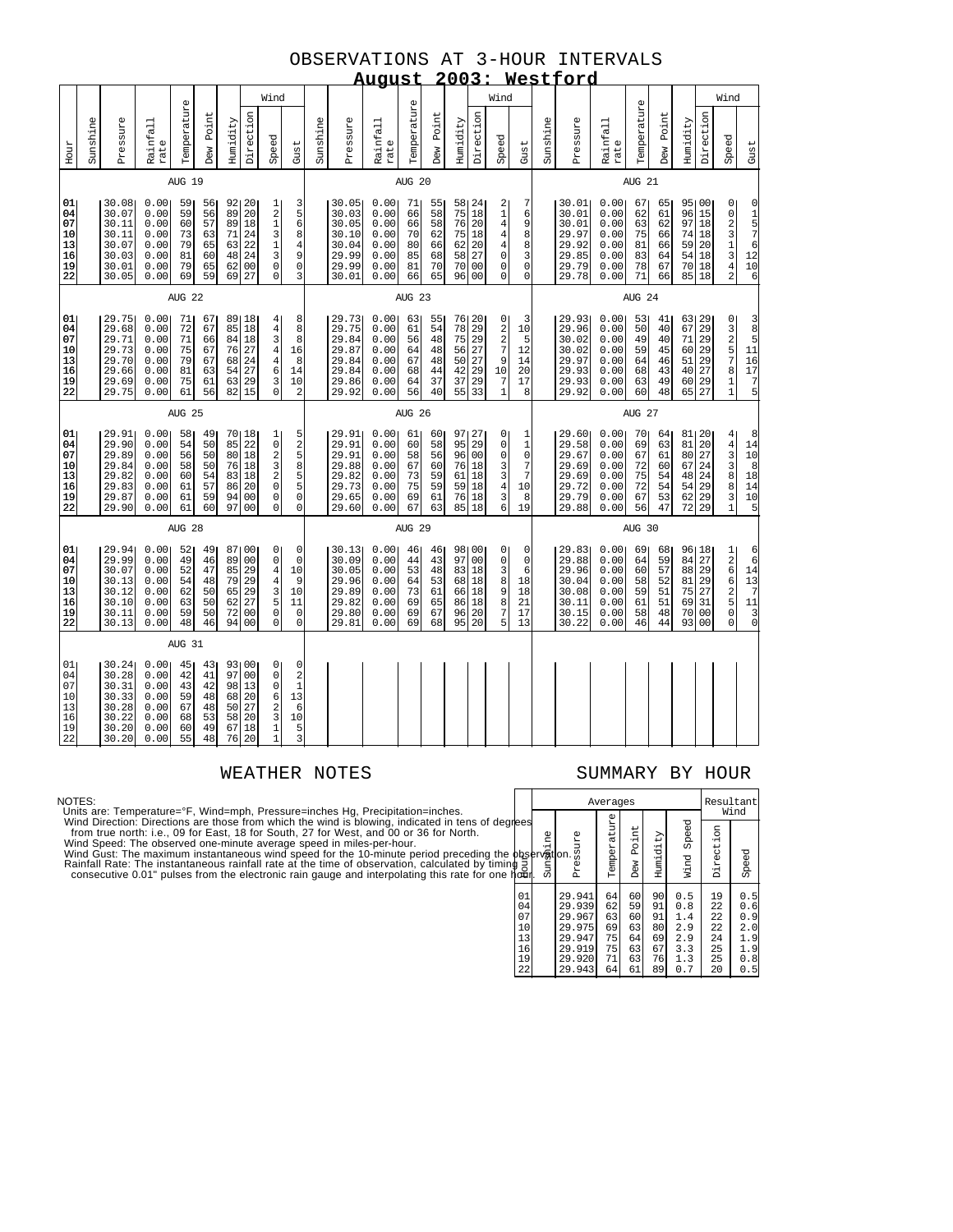# OBSERVATIONS AT 3-HOUR INTERVALS

## August 2003: Westford

### AUG 19

| Hour | Sunshine | Pressure | Rainfall rate | Temperature | Dew Point | Humidity | Wind Direction | Wind Speed | Wind Gust |
|---|---|---|---|---|---|---|---|---|---|
| 01 | | 30.08 | 0.00 | 59 | 56 | 92 | 20 | 1 | 3 |
| 04 | | 30.07 | 0.00 | 59 | 56 | 89 | 20 | 2 | 5 |
| 07 | | 30.11 | 0.00 | 60 | 57 | 89 | 18 | 1 | 6 |
| 10 | | 30.11 | 0.00 | 73 | 63 | 71 | 24 | 3 | 8 |
| 13 | | 30.07 | 0.00 | 79 | 65 | 63 | 22 | 1 | 4 |
| 16 | | 30.03 | 0.00 | 81 | 60 | 48 | 24 | 3 | 9 |
| 19 | | 30.01 | 0.00 | 79 | 65 | 62 | 00 | 0 | 0 |
| 22 | | 30.05 | 0.00 | 69 | 59 | 69 | 27 | 0 | 3 |

### AUG 20

| Hour | Sunshine | Pressure | Rainfall rate | Temperature | Dew Point | Humidity | Wind Direction | Wind Speed | Wind Gust |
|---|---|---|---|---|---|---|---|---|---|
| 01 | | 30.05 | 0.00 | 71 | 55 | 58 | 24 | 2 | 7 |
| 04 | | 30.03 | 0.00 | 66 | 58 | 75 | 18 | 1 | 6 |
| 07 | | 30.05 | 0.00 | 66 | 58 | 76 | 20 | 4 | 9 |
| 10 | | 30.10 | 0.00 | 70 | 62 | 75 | 18 | 4 | 8 |
| 13 | | 30.04 | 0.00 | 80 | 66 | 62 | 20 | 4 | 8 |
| 16 | | 29.99 | 0.00 | 85 | 68 | 58 | 27 | 0 | 3 |
| 19 | | 29.99 | 0.00 | 81 | 70 | 70 | 00 | 0 | 0 |
| 22 | | 30.01 | 0.00 | 66 | 65 | 96 | 00 | 0 | 0 |

### AUG 21

| Hour | Sunshine | Pressure | Rainfall rate | Temperature | Dew Point | Humidity | Wind Direction | Wind Speed | Wind Gust |
|---|---|---|---|---|---|---|---|---|---|
| 01 | | 30.01 | 0.00 | 67 | 65 | 95 | 00 | 0 | 0 |
| 04 | | 30.01 | 0.00 | 62 | 61 | 96 | 15 | 0 | 1 |
| 07 | | 30.01 | 0.00 | 63 | 62 | 97 | 18 | 2 | 5 |
| 10 | | 29.97 | 0.00 | 75 | 66 | 74 | 18 | 3 | 7 |
| 13 | | 29.92 | 0.00 | 81 | 66 | 59 | 20 | 1 | 6 |
| 16 | | 29.85 | 0.00 | 83 | 64 | 54 | 18 | 3 | 12 |
| 19 | | 29.79 | 0.00 | 78 | 67 | 70 | 18 | 4 | 10 |
| 22 | | 29.78 | 0.00 | 71 | 66 | 85 | 18 | 2 | 6 |

### AUG 22

| Hour | Sunshine | Pressure | Rainfall rate | Temperature | Dew Point | Humidity | Wind Direction | Wind Speed | Wind Gust |
|---|---|---|---|---|---|---|---|---|---|
| 01 | | 29.75 | 0.00 | 71 | 67 | 89 | 18 | 4 | 8 |
| 04 | | 29.68 | 0.00 | 72 | 67 | 85 | 18 | 4 | 8 |
| 07 | | 29.71 | 0.00 | 71 | 66 | 84 | 18 | 3 | 8 |
| 10 | | 29.73 | 0.00 | 75 | 67 | 76 | 27 | 4 | 16 |
| 13 | | 29.70 | 0.00 | 79 | 67 | 68 | 24 | 4 | 8 |
| 16 | | 29.66 | 0.00 | 81 | 63 | 54 | 27 | 6 | 14 |
| 19 | | 29.69 | 0.00 | 75 | 61 | 63 | 29 | 3 | 10 |
| 22 | | 29.75 | 0.00 | 61 | 56 | 82 | 15 | 0 | 2 |

### AUG 23

| Hour | Sunshine | Pressure | Rainfall rate | Temperature | Dew Point | Humidity | Wind Direction | Wind Speed | Wind Gust |
|---|---|---|---|---|---|---|---|---|---|
| 01 | | 29.73 | 0.00 | 63 | 55 | 76 | 20 | 0 | 3 |
| 04 | | 29.75 | 0.00 | 61 | 54 | 78 | 29 | 2 | 10 |
| 07 | | 29.84 | 0.00 | 56 | 48 | 75 | 29 | 2 | 5 |
| 10 | | 29.87 | 0.00 | 64 | 48 | 56 | 27 | 7 | 12 |
| 13 | | 29.84 | 0.00 | 67 | 48 | 50 | 27 | 9 | 14 |
| 16 | | 29.84 | 0.00 | 68 | 44 | 42 | 29 | 10 | 20 |
| 19 | | 29.86 | 0.00 | 64 | 37 | 37 | 29 | 7 | 17 |
| 22 | | 29.92 | 0.00 | 56 | 40 | 55 | 33 | 1 | 8 |

### AUG 24

| Hour | Sunshine | Pressure | Rainfall rate | Temperature | Dew Point | Humidity | Wind Direction | Wind Speed | Wind Gust |
|---|---|---|---|---|---|---|---|---|---|
| 01 | | 29.93 | 0.00 | 53 | 41 | 63 | 29 | 0 | 3 |
| 04 | | 29.96 | 0.00 | 50 | 40 | 67 | 29 | 3 | 8 |
| 07 | | 30.02 | 0.00 | 49 | 40 | 71 | 29 | 2 | 5 |
| 10 | | 30.02 | 0.00 | 59 | 45 | 60 | 29 | 5 | 11 |
| 13 | | 29.97 | 0.00 | 64 | 46 | 51 | 29 | 7 | 16 |
| 16 | | 29.93 | 0.00 | 68 | 43 | 40 | 27 | 8 | 17 |
| 19 | | 29.93 | 0.00 | 63 | 49 | 60 | 29 | 1 | 7 |
| 22 | | 29.92 | 0.00 | 60 | 48 | 65 | 27 | 1 | 5 |

### AUG 25

| Hour | Sunshine | Pressure | Rainfall rate | Temperature | Dew Point | Humidity | Wind Direction | Wind Speed | Wind Gust |
|---|---|---|---|---|---|---|---|---|---|
| 01 | | 29.91 | 0.00 | 58 | 49 | 70 | 18 | 1 | 5 |
| 04 | | 29.90 | 0.00 | 54 | 50 | 85 | 22 | 0 | 2 |
| 07 | | 29.89 | 0.00 | 56 | 50 | 80 | 18 | 2 | 5 |
| 10 | | 29.84 | 0.00 | 58 | 50 | 76 | 18 | 3 | 8 |
| 13 | | 29.82 | 0.00 | 60 | 54 | 83 | 18 | 2 | 5 |
| 16 | | 29.83 | 0.00 | 61 | 57 | 86 | 20 | 0 | 5 |
| 19 | | 29.87 | 0.00 | 61 | 59 | 94 | 00 | 0 | 0 |
| 22 | | 29.90 | 0.00 | 61 | 60 | 97 | 00 | 0 | 0 |

### AUG 26

| Hour | Sunshine | Pressure | Rainfall rate | Temperature | Dew Point | Humidity | Wind Direction | Wind Speed | Wind Gust |
|---|---|---|---|---|---|---|---|---|---|
| 01 | | 29.91 | 0.00 | 61 | 60 | 97 | 27 | 0 | 1 |
| 04 | | 29.91 | 0.00 | 60 | 58 | 95 | 29 | 0 | 1 |
| 07 | | 29.91 | 0.00 | 58 | 56 | 96 | 00 | 0 | 0 |
| 10 | | 29.88 | 0.00 | 67 | 60 | 76 | 18 | 3 | 7 |
| 13 | | 29.82 | 0.00 | 73 | 59 | 61 | 18 | 3 | 7 |
| 16 | | 29.73 | 0.00 | 75 | 59 | 59 | 18 | 4 | 10 |
| 19 | | 29.65 | 0.00 | 69 | 61 | 76 | 18 | 3 | 8 |
| 22 | | 29.60 | 0.00 | 67 | 63 | 85 | 18 | 6 | 19 |

### AUG 27

| Hour | Sunshine | Pressure | Rainfall rate | Temperature | Dew Point | Humidity | Wind Direction | Wind Speed | Wind Gust |
|---|---|---|---|---|---|---|---|---|---|
| 01 | | 29.60 | 0.00 | 70 | 64 | 81 | 20 | 4 | 8 |
| 04 | | 29.58 | 0.00 | 69 | 63 | 81 | 20 | 4 | 14 |
| 07 | | 29.67 | 0.00 | 67 | 61 | 80 | 27 | 3 | 10 |
| 10 | | 29.69 | 0.00 | 72 | 60 | 67 | 24 | 3 | 8 |
| 13 | | 29.69 | 0.00 | 75 | 54 | 48 | 24 | 8 | 18 |
| 16 | | 29.72 | 0.00 | 72 | 54 | 54 | 29 | 8 | 14 |
| 19 | | 29.79 | 0.00 | 67 | 53 | 62 | 29 | 3 | 10 |
| 22 | | 29.88 | 0.00 | 56 | 47 | 72 | 29 | 1 | 5 |

### AUG 28

| Hour | Sunshine | Pressure | Rainfall rate | Temperature | Dew Point | Humidity | Wind Direction | Wind Speed | Wind Gust |
|---|---|---|---|---|---|---|---|---|---|
| 01 | | 29.94 | 0.00 | 52 | 49 | 87 | 00 | 0 | 0 |
| 04 | | 29.99 | 0.00 | 49 | 46 | 89 | 00 | 0 | 0 |
| 07 | | 30.07 | 0.00 | 52 | 47 | 85 | 29 | 4 | 10 |
| 10 | | 30.13 | 0.00 | 54 | 48 | 79 | 29 | 4 | 9 |
| 13 | | 30.12 | 0.00 | 62 | 50 | 65 | 29 | 3 | 10 |
| 16 | | 30.10 | 0.00 | 63 | 50 | 62 | 27 | 5 | 11 |
| 19 | | 30.11 | 0.00 | 59 | 50 | 72 | 00 | 0 | 0 |
| 22 | | 30.13 | 0.00 | 48 | 46 | 94 | 00 | 0 | 0 |

### AUG 29

| Hour | Sunshine | Pressure | Rainfall rate | Temperature | Dew Point | Humidity | Wind Direction | Wind Speed | Wind Gust |
|---|---|---|---|---|---|---|---|---|---|
| 01 | | 30.13 | 0.00 | 46 | 46 | 98 | 00 | 0 | 0 |
| 04 | | 30.09 | 0.00 | 44 | 43 | 97 | 00 | 0 | 0 |
| 07 | | 30.05 | 0.00 | 53 | 48 | 83 | 18 | 3 | 6 |
| 10 | | 29.96 | 0.00 | 64 | 53 | 68 | 18 | 8 | 18 |
| 13 | | 29.89 | 0.00 | 73 | 61 | 66 | 18 | 9 | 18 |
| 16 | | 29.82 | 0.00 | 69 | 65 | 86 | 18 | 8 | 21 |
| 19 | | 29.80 | 0.00 | 69 | 67 | 96 | 20 | 7 | 17 |
| 22 | | 29.81 | 0.00 | 69 | 68 | 95 | 20 | 5 | 13 |

### AUG 30

| Hour | Sunshine | Pressure | Rainfall rate | Temperature | Dew Point | Humidity | Wind Direction | Wind Speed | Wind Gust |
|---|---|---|---|---|---|---|---|---|---|
| 01 | | 29.83 | 0.00 | 69 | 68 | 96 | 18 | 1 | 6 |
| 04 | | 29.88 | 0.00 | 64 | 59 | 84 | 27 | 2 | 6 |
| 07 | | 29.96 | 0.00 | 60 | 57 | 88 | 29 | 6 | 14 |
| 10 | | 30.04 | 0.00 | 58 | 52 | 81 | 29 | 6 | 13 |
| 13 | | 30.08 | 0.00 | 59 | 51 | 75 | 27 | 2 | 7 |
| 16 | | 30.11 | 0.00 | 61 | 51 | 69 | 31 | 5 | 11 |
| 19 | | 30.15 | 0.00 | 58 | 48 | 70 | 00 | 0 | 3 |
| 22 | | 30.22 | 0.00 | 46 | 44 | 93 | 00 | 0 | 0 |

### AUG 31

| Hour | Sunshine | Pressure | Rainfall rate | Temperature | Dew Point | Humidity | Wind Direction | Wind Speed | Wind Gust |
|---|---|---|---|---|---|---|---|---|---|
| 01 | | 30.24 | 0.00 | 45 | 43 | 93 | 00 | 0 | 0 |
| 04 | | 30.28 | 0.00 | 42 | 41 | 97 | 00 | 0 | 2 |
| 07 | | 30.31 | 0.00 | 43 | 42 | 98 | 13 | 0 | 1 |
| 10 | | 30.33 | 0.00 | 59 | 48 | 68 | 20 | 6 | 13 |
| 13 | | 30.28 | 0.00 | 67 | 48 | 50 | 27 | 2 | 6 |
| 16 | | 30.22 | 0.00 | 68 | 53 | 58 | 20 | 3 | 10 |
| 19 | | 30.20 | 0.00 | 60 | 49 | 67 | 18 | 1 | 5 |
| 22 | | 30.20 | 0.00 | 55 | 48 | 76 | 20 | 1 | 3 |

## WEATHER NOTES

NOTES:
Units are: Temperature=°F, Wind=mph, Pressure=inches Hg, Precipitation=inches.
Wind Direction: Directions are those from which the wind is blowing, indicated in tens of degrees from true north: i.e., 09 for East, 18 for South, 27 for West, and 00 or 36 for North.
Wind Speed: The observed one-minute average speed in miles-per-hour.
Wind Gust: The maximum instantaneous wind speed for the 10-minute period preceding the observation.
Rainfall Rate: The instantaneous rainfall rate at the time of observation, calculated by timing two consecutive 0.01" pulses from the electronic rain gauge and interpolating this rate for one hour.

## SUMMARY BY HOUR

| Hour | Averages: Sunshine | Pressure | Temperature | Dew Point | Humidity | Wind Speed | Resultant Wind: Direction | Speed |
|---|---|---|---|---|---|---|---|---|
| 01 | | 29.941 | 64 | 60 | 90 | 0.5 | 19 | 0.5 |
| 04 | | 29.939 | 62 | 59 | 91 | 0.8 | 22 | 0.6 |
| 07 | | 29.967 | 63 | 60 | 91 | 1.4 | 22 | 0.9 |
| 10 | | 29.975 | 69 | 63 | 80 | 2.9 | 22 | 2.0 |
| 13 | | 29.947 | 75 | 64 | 69 | 2.9 | 24 | 1.9 |
| 16 | | 29.919 | 75 | 63 | 67 | 3.3 | 25 | 1.9 |
| 19 | | 29.920 | 71 | 63 | 76 | 1.3 | 25 | 0.8 |
| 22 | | 29.943 | 64 | 61 | 89 | 0.7 | 20 | 0.5 |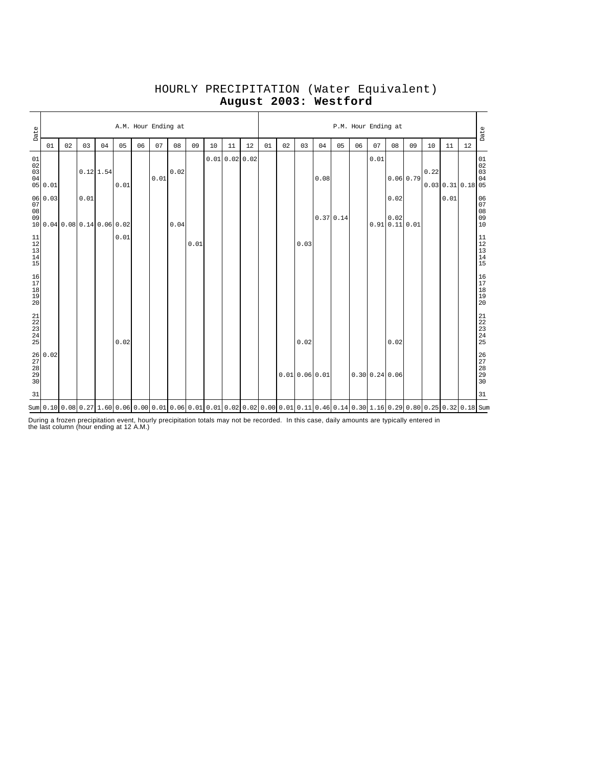# HOURLY PRECIPITATION (Water Equivalent)
## **August 2003: Westford**

| Date | A.M. Hour Ending at | | | | | | | | | | | | P.M. Hour Ending at | | | | | | | | | | | | Date |
|---|---|---|---|---|---|---|---|---|---|---|---|---|---|---|---|---|---|---|---|---|---|---|---|---|---|
| | 01 | 02 | 03 | 04 | 05 | 06 | 07 | 08 | 09 | 10 | 11 | 12 | 01 | 02 | 03 | 04 | 05 | 06 | 07 | 08 | 09 | 10 | 11 | 12 | |
| 01 | | | | | | | | | | 0.01 | 0.02 | 0.02 | | | | | | | 0.01 | | | | | | 01 |
| 02 | | | | | | | | | | | | | | | | | | | | | | | | | 02 |
| 03 | | | 0.12 | 1.54 | | | | 0.02 | | | | | | | | | | | | | | 0.22 | | | 03 |
| 04 | | | | | | | 0.01 | | | | | | | | | 0.08 | | | | 0.06 | 0.79 | | | | 04 |
| 05 | 0.01 | | | | 0.01 | | | | | | | | | | | | | | | | | 0.03 | 0.31 | 0.18 | 05 |
| 06 | 0.03 | | 0.01 | | | | | | | | | | | | | | | | | 0.02 | | | 0.01 | | 06 |
| 07 | | | | | | | | | | | | | | | | | | | | | | | | | 07 |
| 08 | | | | | | | | | | | | | | | | | | | | | | | | | 08 |
| 09 | | | | | | | | | | | | | | | | 0.37 | 0.14 | | | 0.02 | | | | | 09 |
| 10 | 0.04 | 0.08 | 0.14 | 0.06 | 0.02 | | | 0.04 | | | | | | | | | | | 0.91 | 0.11 | 0.01 | | | | 10 |
| 11 | | | | | 0.01 | | | | | | | | | | | | | | | | | | | | 11 |
| 12 | | | | | | | | | 0.01 | | | | | | 0.03 | | | | | | | | | | 12 |
| 13 | | | | | | | | | | | | | | | | | | | | | | | | | 13 |
| 14 | | | | | | | | | | | | | | | | | | | | | | | | | 14 |
| 15 | | | | | | | | | | | | | | | | | | | | | | | | | 15 |
| 16 | | | | | | | | | | | | | | | | | | | | | | | | | 16 |
| 17 | | | | | | | | | | | | | | | | | | | | | | | | | 17 |
| 18 | | | | | | | | | | | | | | | | | | | | | | | | | 18 |
| 19 | | | | | | | | | | | | | | | | | | | | | | | | | 19 |
| 20 | | | | | | | | | | | | | | | | | | | | | | | | | 20 |
| 21 | | | | | | | | | | | | | | | | | | | | | | | | | 21 |
| 22 | | | | | | | | | | | | | | | | | | | | | | | | | 22 |
| 23 | | | | | | | | | | | | | | | | | | | | | | | | | 23 |
| 24 | | | | | | | | | | | | | | | | | | | | | | | | | 24 |
| 25 | | | | | 0.02 | | | | | | | | | | 0.02 | | | | | 0.02 | | | | | 25 |
| 26 | 0.02 | | | | | | | | | | | | | | | | | | | | | | | | 26 |
| 27 | | | | | | | | | | | | | | | | | | | | | | | | | 27 |
| 28 | | | | | | | | | | | | | | | | | | | | | | | | | 28 |
| 29 | | | | | | | | | | | | | | 0.01 | 0.06 | 0.01 | | 0.30 | 0.24 | 0.06 | | | | | 29 |
| 30 | | | | | | | | | | | | | | | | | | | | | | | | | 30 |
| 31 | | | | | | | | | | | | | | | | | | | | | | | | | 31 |
| Sum | 0.10 | 0.08 | 0.27 | 1.60 | 0.06 | 0.00 | 0.01 | 0.06 | 0.01 | 0.01 | 0.02 | 0.02 | 0.00 | 0.01 | 0.11 | 0.46 | 0.14 | 0.30 | 1.16 | 0.29 | 0.80 | 0.25 | 0.32 | 0.18 | Sum |

During a frozen precipitation event, hourly precipitation totals may not be recorded. In this case, daily amounts are typically entered in the last column (hour ending at 12 A.M.)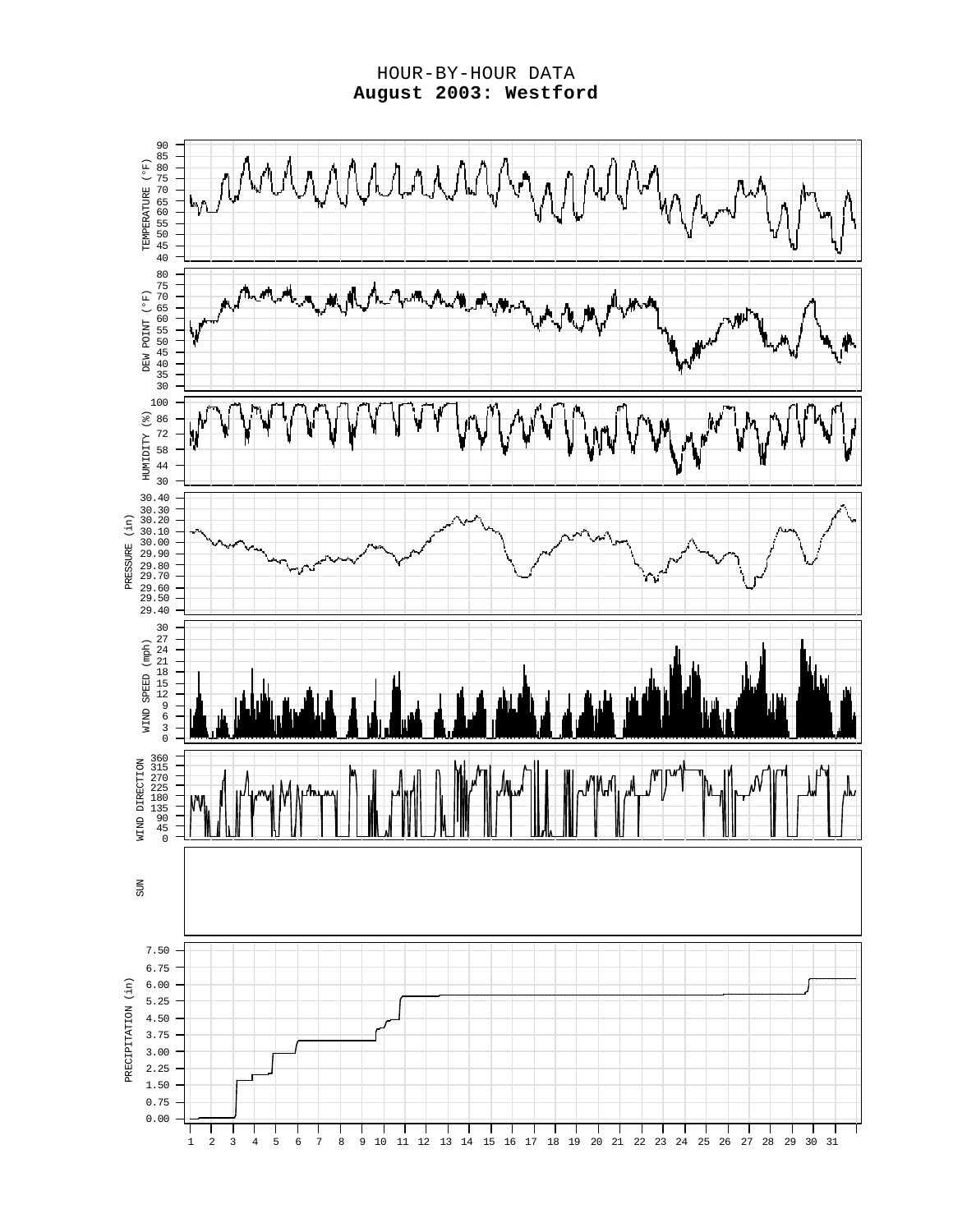# HOUR-BY-HOUR DATA
## August 2003: Westford

TEMPERATURE (°F)

DEW POINT (°F)

HUMIDITY (%)

PRESSURE (in)

WIND SPEED (mph)

WIND DIRECTION

SUN

PRECIPITATION (in)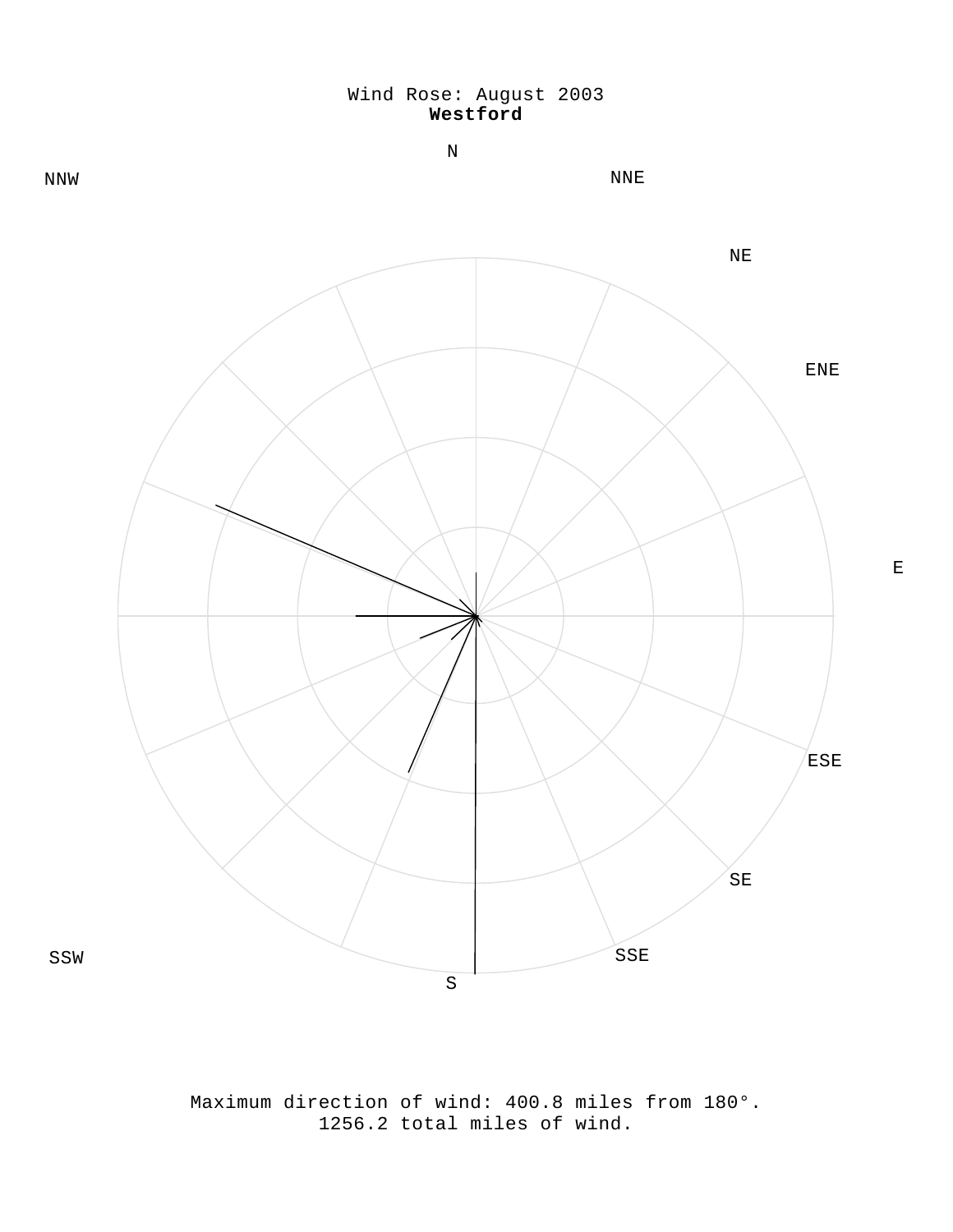Wind Rose: August 2003

**Westford**

N

NNE

NE

ENE

E

ESE

SE

SSE

S

SSW

NNW

Maximum direction of wind: 400.8 miles from 180°.

1256.2 total miles of wind.